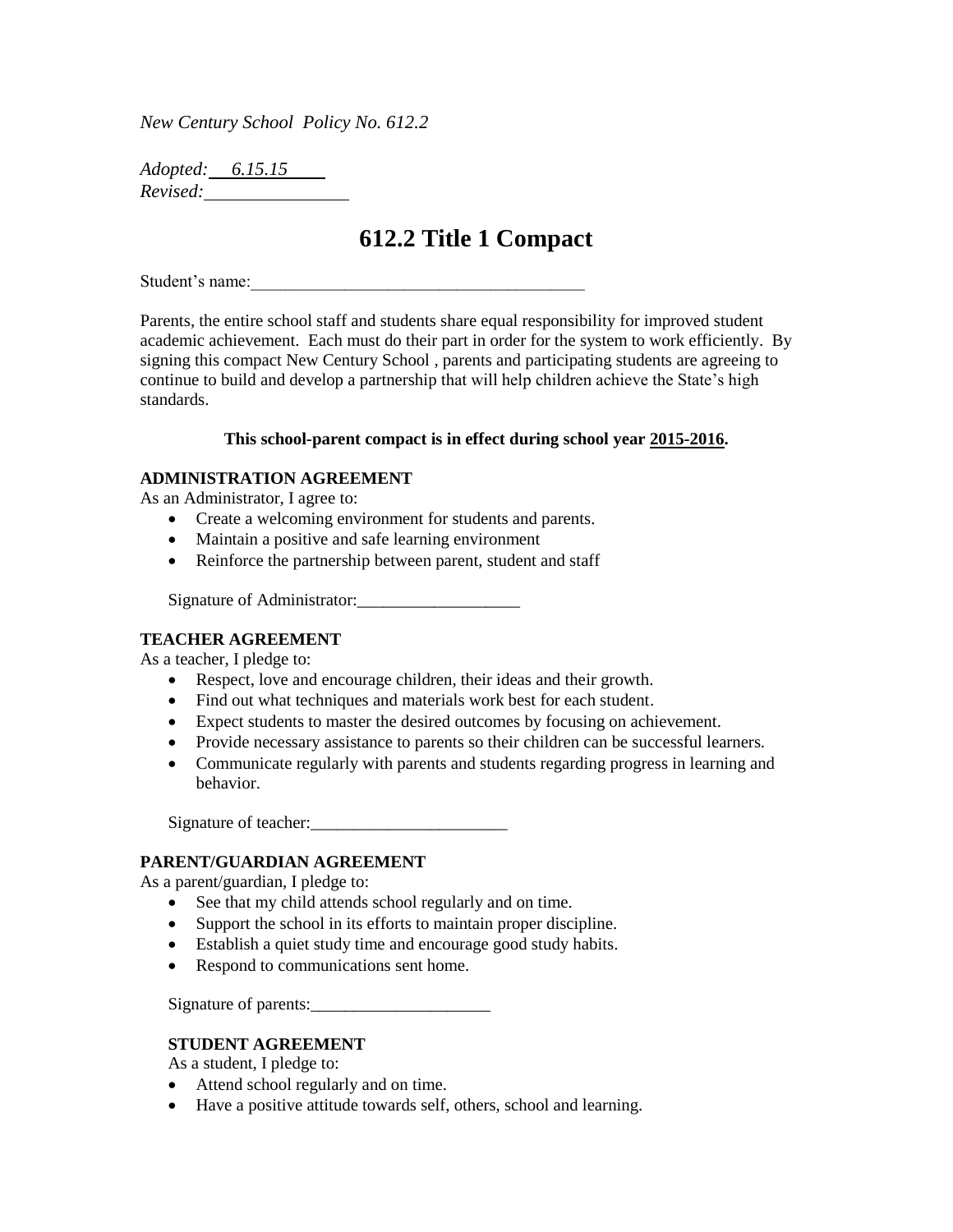*New Century School Policy No. 612.2*

*Adopted: 6.15.15*
*Revised:* ______________

# 612.2 Title 1 Compact

Student's name:_______________________________________

Parents, the entire school staff and students share equal responsibility for improved student academic achievement. Each must do their part in order for the system to work efficiently. By signing this compact New Century School , parents and participating students are agreeing to continue to build and develop a partnership that will help children achieve the State's high standards.

**This school-parent compact is in effect during school year 2015-2016.**

**ADMINISTRATION AGREEMENT**
As an Administrator, I agree to:

- Create a welcoming environment for students and parents.
- Maintain a positive and safe learning environment
- Reinforce the partnership between parent, student and staff

Signature of Administrator:___________________

**TEACHER AGREEMENT**
As a teacher, I pledge to:

- Respect, love and encourage children, their ideas and their growth.
- Find out what techniques and materials work best for each student.
- Expect students to master the desired outcomes by focusing on achievement.
- Provide necessary assistance to parents so their children can be successful learners.
- Communicate regularly with parents and students regarding progress in learning and behavior.

Signature of teacher:_______________________

**PARENT/GUARDIAN AGREEMENT**
As a parent/guardian, I pledge to:

- See that my child attends school regularly and on time.
- Support the school in its efforts to maintain proper discipline.
- Establish a quiet study time and encourage good study habits.
- Respond to communications sent home.

Signature of parents:_____________________

**STUDENT AGREEMENT**
As a student, I pledge to:

- Attend school regularly and on time.
- Have a positive attitude towards self, others, school and learning.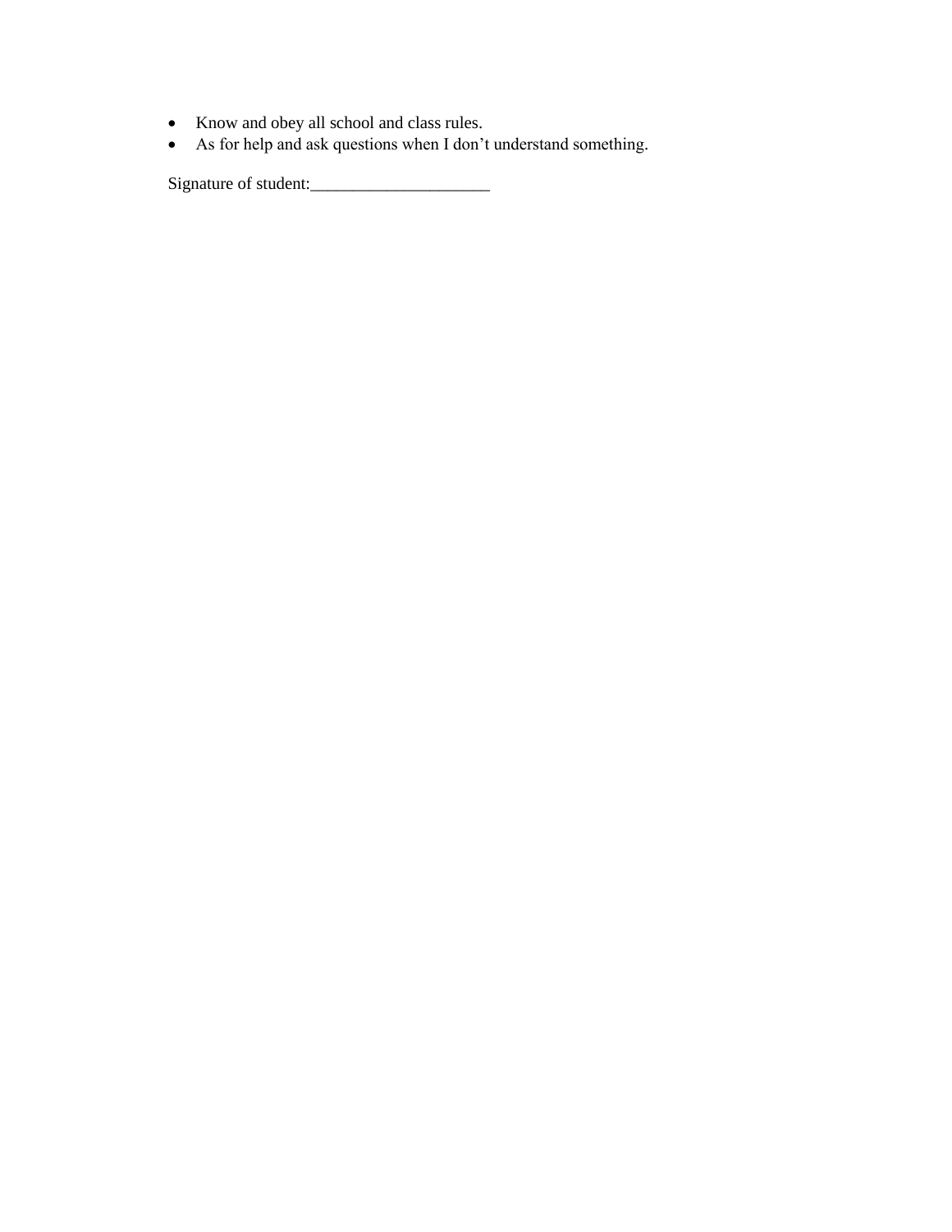- Know and obey all school and class rules.
- As for help and ask questions when I don't understand something.

Signature of student:_____________________